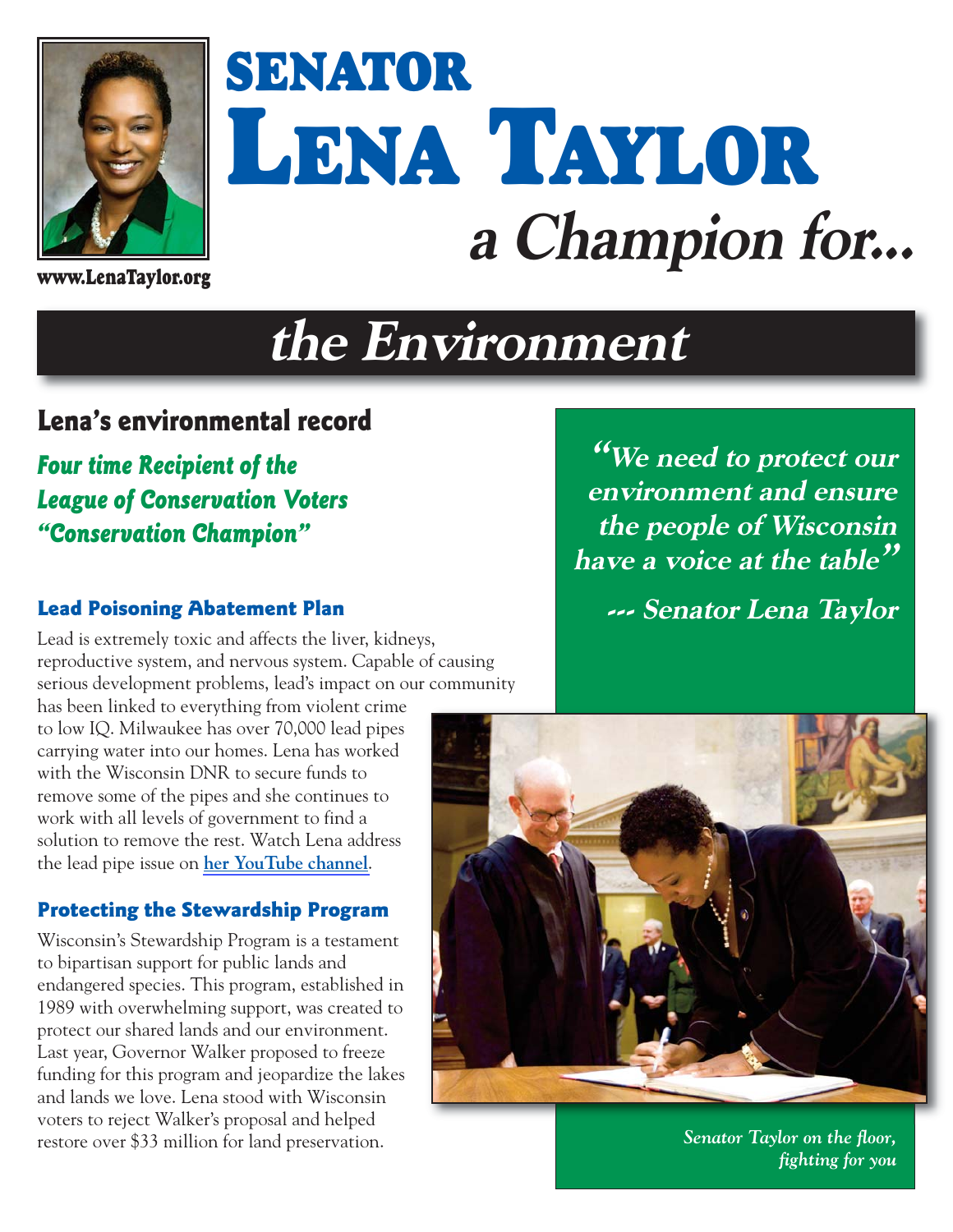# SENATOR LENA TAYLOR

## *a Champion for...*

www.LenaTaylor.org

# *the Environment*

## Lena's environmental record

***Four time Recipient of the League of Conservation Voters "Conservation Champion"***

***"We need to protect our environment and ensure the people of Wisconsin have a voice at the table"***

***--- Senator Lena Taylor***

### Lead Poisoning Abatement Plan

Lead is extremely toxic and affects the liver, kidneys, reproductive system, and nervous system. Capable of causing serious development problems, lead's impact on our community has been linked to everything from violent crime to low IQ. Milwaukee has over 70,000 lead pipes carrying water into our homes. Lena has worked with the Wisconsin DNR to secure funds to remove some of the pipes and she continues to work with all levels of government to find a solution to remove the rest. Watch Lena address the lead pipe issue on **her YouTube channel**.

### Protecting the Stewardship Program

Wisconsin's Stewardship Program is a testament to bipartisan support for public lands and endangered species. This program, established in 1989 with overwhelming support, was created to protect our shared lands and our environment. Last year, Governor Walker proposed to freeze funding for this program and jeopardize the lakes and lands we love. Lena stood with Wisconsin voters to reject Walker's proposal and helped restore over $33 million for land preservation.

*Senator Taylor on the floor, fighting for you*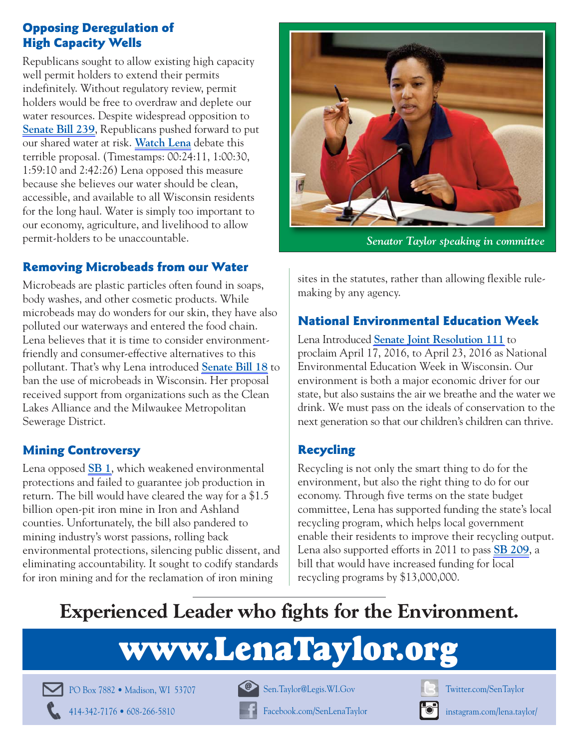## Opposing Deregulation of High Capacity Wells

Republicans sought to allow existing high capacity well permit holders to extend their permits indefinitely. Without regulatory review, permit holders would be free to overdraw and deplete our water resources. Despite widespread opposition to **Senate Bill 239**, Republicans pushed forward to put our shared water at risk. **Watch Lena** debate this terrible proposal. (Timestamps: 00:24:11, 1:00:30, 1:59:10 and 2:42:26) Lena opposed this measure because she believes our water should be clean, accessible, and available to all Wisconsin residents for the long haul. Water is simply too important to our economy, agriculture, and livelihood to allow permit-holders to be unaccountable.

## Removing Microbeads from our Water

Microbeads are plastic particles often found in soaps, body washes, and other cosmetic products. While microbeads may do wonders for our skin, they have also polluted our waterways and entered the food chain. Lena believes that it is time to consider environment-friendly and consumer-effective alternatives to this pollutant. That's why Lena introduced **Senate Bill 18** to ban the use of microbeads in Wisconsin. Her proposal received support from organizations such as the Clean Lakes Alliance and the Milwaukee Metropolitan Sewerage District.

## Mining Controversy

Lena opposed **SB 1**, which weakened environmental protections and failed to guarantee job production in return. The bill would have cleared the way for a $1.5 billion open-pit iron mine in Iron and Ashland counties. Unfortunately, the bill also pandered to mining industry's worst passions, rolling back environmental protections, silencing public dissent, and eliminating accountability. It sought to codify standards for iron mining and for the reclamation of iron mining sites in the statutes, rather than allowing flexible rule-making by any agency.

*Senator Taylor speaking in committee*

## National Environmental Education Week

Lena Introduced **Senate Joint Resolution 111** to proclaim April 17, 2016, to April 23, 2016 as National Environmental Education Week in Wisconsin. Our environment is both a major economic driver for our state, but also sustains the air we breathe and the water we drink. We must pass on the ideals of conservation to the next generation so that our children's children can thrive.

## Recycling

Recycling is not only the smart thing to do for the environment, but also the right thing to do for our economy. Through five terms on the state budget committee, Lena has supported funding the state's local recycling program, which helps local government enable their residents to improve their recycling output. Lena also supported efforts in 2011 to pass **SB 209**, a bill that would have increased funding for local recycling programs by $13,000,000.

# Experienced Leader who fights for the Environment.

# www.LenaTaylor.org

PO Box 7882 • Madison, WI 53707

414-342-7176 • 608-266-5810

Sen.Taylor@Legis.WI.Gov

Facebook.com/SenLenaTaylor

Twitter.com/SenTaylor

instagram.com/lena.taylor/